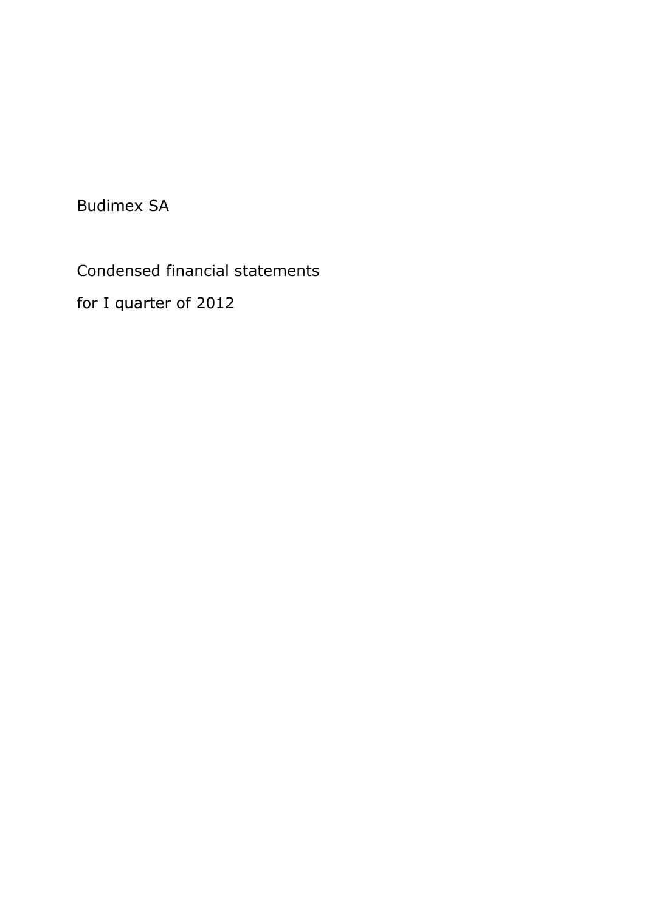Budimex SA

Condensed financial statements

for I quarter of 2012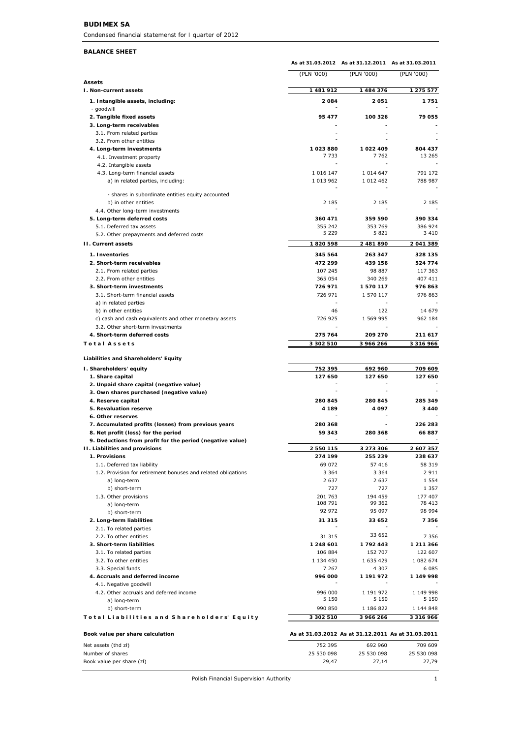**BUDIMEX SA**

*Condensed financial statemenst for I quarter of 2012*

**BALANCE SHEET**

| | As at 31.03.2012 | As at 31.12.2011 | As at 31.03.2011 |
|---|---|---|---|
| | (PLN '000) | (PLN '000) | (PLN '000) |
| **Assets** | | | |
| **I. Non-current assets** | **1 481 912** | **1 484 376** | **1 275 577** |
| **1. Intangible assets, including:** | **2 084** | **2 051** | **1 751** |
| - goodwill | - | - | - |
| **2. Tangible fixed assets** | **95 477** | **100 326** | **79 055** |
| **3. Long-term receivables** | **-** | **-** | **-** |
| 3.1. From related parties | - | - | - |
| 3.2. From other entities | - | - | - |
| **4. Long-term investments** | **1 023 880** | **1 022 409** | **804 437** |
| 4.1. Investment property | 7 733 | 7 762 | 13 265 |
| 4.2. Intangible assets | - | - | - |
| 4.3. Long-term financial assets | 1 016 147 | 1 014 647 | 791 172 |
| a) in related parties, including: | 1 013 962 | 1 012 462 | 788 987 |
| - shares in subordinate entities equity accounted | - | - | - |
| b) in other entities | 2 185 | 2 185 | 2 185 |
| 4.4. Other long-term investments | - | - | - |
| **5. Long-term deferred costs** | **360 471** | **359 590** | **390 334** |
| 5.1. Deferred tax assets | 355 242 | 353 769 | 386 924 |
| 5.2. Other prepayments and deferred costs | 5 229 | 5 821 | 3 410 |
| **II. Current assets** | **1 820 598** | **2 481 890** | **2 041 389** |
| **1. Inventories** | **345 564** | **263 347** | **328 135** |
| **2. Short-term receivables** | **472 299** | **439 156** | **524 774** |
| 2.1. From related parties | 107 245 | 98 887 | 117 363 |
| 2.2. From other entities | 365 054 | 340 269 | 407 411 |
| **3. Short-term investments** | **726 971** | **1 570 117** | **976 863** |
| 3.1. Short-term financial assets | 726 971 | 1 570 117 | 976 863 |
| a) in related parties | - | - | - |
| b) in other entities | 46 | 122 | 14 679 |
| c) cash and cash equivalents and other monetary assets | 726 925 | 1 569 995 | 962 184 |
| 3.2. Other short-term investments | - | - | - |
| **4. Short-term deferred costs** | **275 764** | **209 270** | **211 617** |
| **Total Assets** | **3 302 510** | **3 966 266** | **3 316 966** |
| **Liabilities and Shareholders' Equity** | | | |
| **I. Shareholders' equity** | **752 395** | **692 960** | **709 609** |
| **1. Share capital** | **127 650** | **127 650** | **127 650** |
| **2. Unpaid share capital (negative value)** | - | - | - |
| **3. Own shares purchased (negative value)** | - | - | - |
| **4. Reserve capital** | **280 845** | **280 845** | **285 349** |
| **5. Revaluation reserve** | **4 189** | **4 097** | **3 440** |
| **6. Other reserves** | - | - | - |
| **7. Accumulated profits (losses) from previous years** | **280 368** | **-** | **226 283** |
| **8. Net profit (loss) for the period** | **59 343** | **280 368** | **66 887** |
| **9. Deductions from profit for the period (negative value)** | - | - | - |
| **II. Liabilities and provisions** | **2 550 115** | **3 273 306** | **2 607 357** |
| **1. Provisions** | **274 199** | **255 239** | **238 637** |
| 1.1. Deferred tax liability | 69 072 | 57 416 | 58 319 |
| 1.2. Provision for retirement bonuses and related obligations | 3 364 | 3 364 | 2 911 |
| a) long-term | 2 637 | 2 637 | 1 554 |
| b) short-term | 727 | 727 | 1 357 |
| 1.3. Other provisions | 201 763 | 194 459 | 177 407 |
| a) long-term | 108 791 | 99 362 | 78 413 |
| b) short-term | 92 972 | 95 097 | 98 994 |
| **2. Long-term liabilities** | **31 315** | **33 652** | **7 356** |
| 2.1. To related parties | - | - | - |
| 2.2. To other entities | 31 315 | 33 652 | 7 356 |
| **3. Short-term liabilities** | **1 248 601** | **1 792 443** | **1 211 366** |
| 3.1. To related parties | 106 884 | 152 707 | 122 607 |
| 3.2. To other entities | 1 134 450 | 1 635 429 | 1 082 674 |
| 3.3. Special funds | 7 267 | 4 307 | 6 085 |
| **4. Accruals and deferred income** | **996 000** | **1 191 972** | **1 149 998** |
| 4.1. Negative goodwill | - | - | - |
| 4.2. Other accruals and deferred income | 996 000 | 1 191 972 | 1 149 998 |
| a) long-term | 5 150 | 5 150 | 5 150 |
| b) short-term | 990 850 | 1 186 822 | 1 144 848 |
| **Total Liabilities and Shareholders' Equity** | **3 302 510** | **3 966 266** | **3 316 966** |

| **Book value per share calculation** | As at 31.03.2012 | As at 31.12.2011 | As at 31.03.2011 |
|---|---|---|---|
| Net assets (thd zł) | 752 395 | 692 960 | 709 609 |
| Number of shares | 25 530 098 | 25 530 098 | 25 530 098 |
| Book value per share (zł) | 29,47 | 27,14 | 27,79 |

Polish Financial Supervision Authority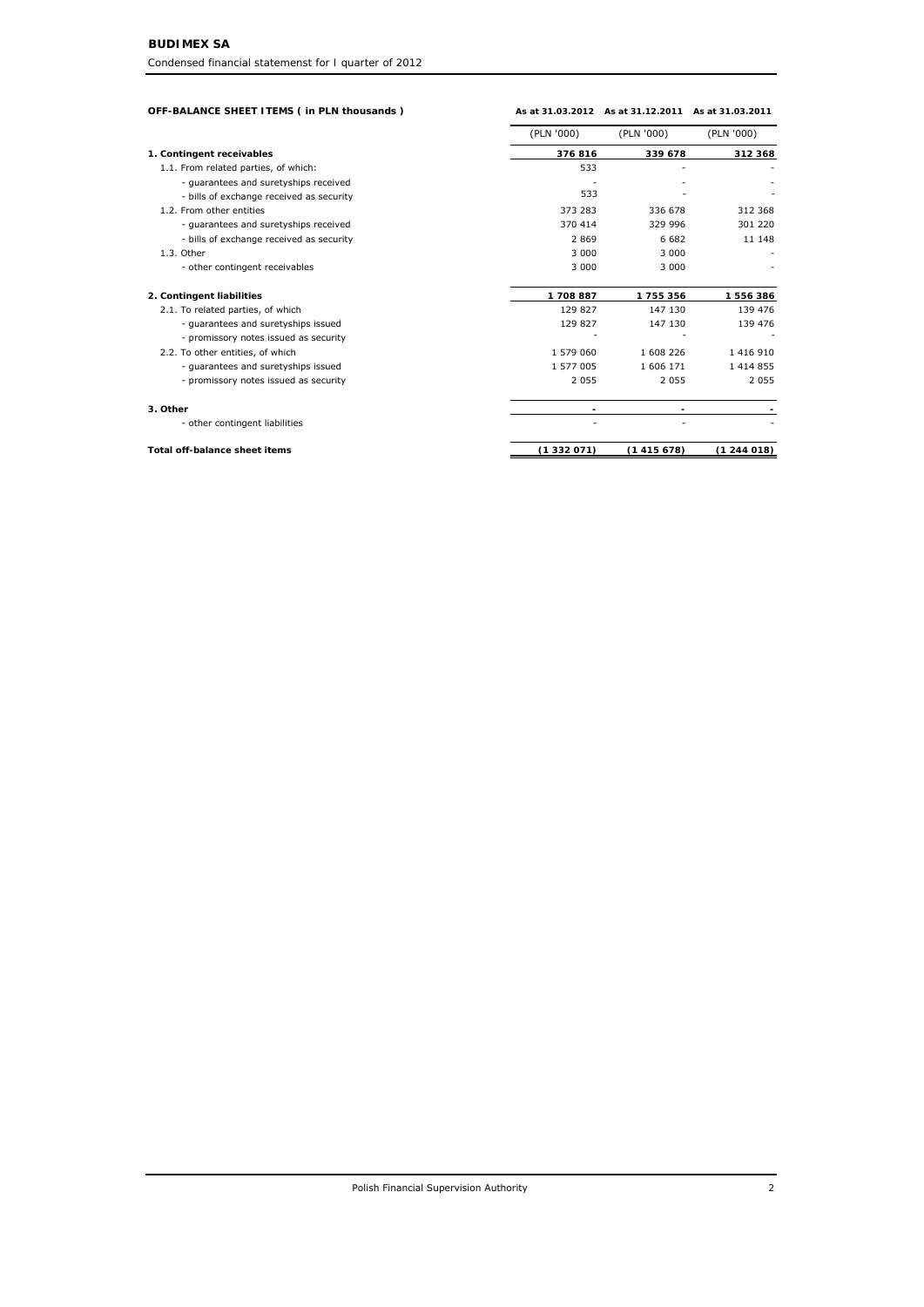| OFF-BALANCE SHEET ITEMS ( in PLN thousands ) | As at 31.03.2012 | As at 31.12.2011 | As at 31.03.2011 |
|---|---|---|---|
| | (PLN '000) | (PLN '000) | (PLN '000) |
| **1. Contingent receivables** | **376 816** | **339 678** | **312 368** |
| 1.1. From related parties, of which: | 533 | - | - |
| - guarantees and suretyships received | - | - | - |
| - bills of exchange received as security | 533 | - | - |
| 1.2. From other entities | 373 283 | 336 678 | 312 368 |
| - guarantees and suretyships received | 370 414 | 329 996 | 301 220 |
| - bills of exchange received as security | 2 869 | 6 682 | 11 148 |
| 1.3. Other | 3 000 | 3 000 | - |
| - other contingent receivables | 3 000 | 3 000 | - |
| **2. Contingent liabilities** | **1 708 887** | **1 755 356** | **1 556 386** |
| 2.1. To related parties, of which | 129 827 | 147 130 | 139 476 |
| - guarantees and suretyships issued | 129 827 | 147 130 | 139 476 |
| - promissory notes issued as security | - | - | - |
| 2.2. To other entities, of which | 1 579 060 | 1 608 226 | 1 416 910 |
| - guarantees and suretyships issued | 1 577 005 | 1 606 171 | 1 414 855 |
| - promissory notes issued as security | 2 055 | 2 055 | 2 055 |
| **3. Other** | **-** | **-** | **-** |
| - other contingent liabilities | - | - | - |
| **Total off-balance sheet items** | **(1 332 071)** | **(1 415 678)** | **(1 244 018)** |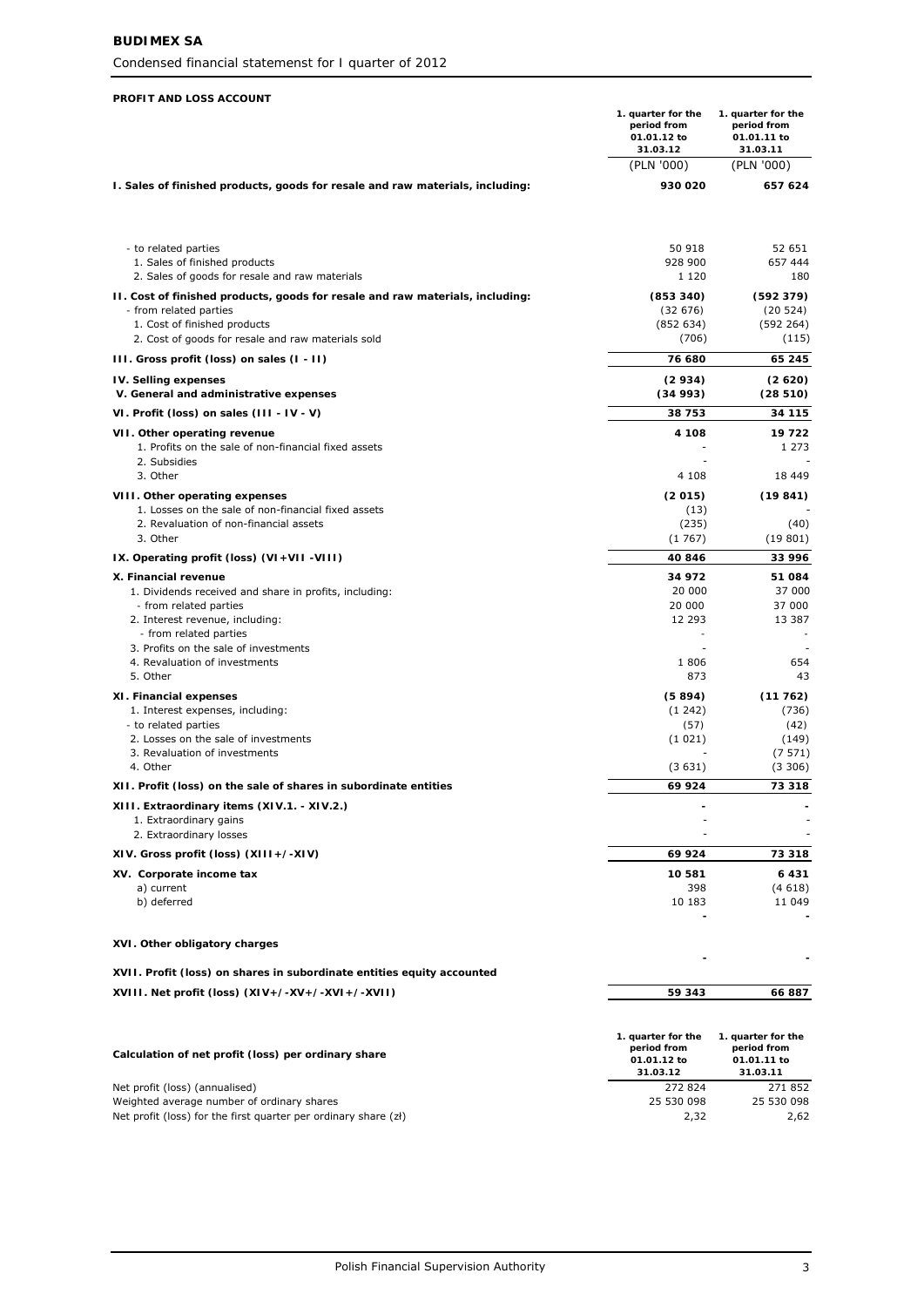**BUDIMEX SA**

Condensed financial statemenst for I quarter of 2012

**PROFIT AND LOSS ACCOUNT**

| | 1. quarter for the period from 01.01.12 to 31.03.12 | 1. quarter for the period from 01.01.11 to 31.03.11 |
|---|---|---|
| | (PLN '000) | (PLN '000) |
| **I. Sales of finished products, goods for resale and raw materials, including:** | **930 020** | **657 624** |
| - to related parties | 50 918 | 52 651 |
| 1. Sales of finished products | 928 900 | 657 444 |
| 2. Sales of goods for resale and raw materials | 1 120 | 180 |
| **II. Cost of finished products, goods for resale and raw materials, including:** | **(853 340)** | **(592 379)** |
| - from related parties | (32 676) | (20 524) |
| 1. Cost of finished products | (852 634) | (592 264) |
| 2. Cost of goods for resale and raw materials sold | (706) | (115) |
| **III. Gross profit (loss) on sales (I - II)** | **76 680** | **65 245** |
| **IV. Selling expenses** | **(2 934)** | **(2 620)** |
| **V. General and administrative expenses** | **(34 993)** | **(28 510)** |
| **VI. Profit (loss) on sales (III - IV - V)** | **38 753** | **34 115** |
| **VII. Other operating revenue** | **4 108** | **19 722** |
| 1. Profits on the sale of non-financial fixed assets | - | 1 273 |
| 2. Subsidies | - | - |
| 3. Other | 4 108 | 18 449 |
| **VIII. Other operating expenses** | **(2 015)** | **(19 841)** |
| 1. Losses on the sale of non-financial fixed assets | (13) | - |
| 2. Revaluation of non-financial assets | (235) | (40) |
| 3. Other | (1 767) | (19 801) |
| **IX. Operating profit (loss) (VI+VII -VIII)** | **40 846** | **33 996** |
| **X. Financial revenue** | **34 972** | **51 084** |
| 1. Dividends received and share in profits, including: | 20 000 | 37 000 |
| - from related parties | 20 000 | 37 000 |
| 2. Interest revenue, including: | 12 293 | 13 387 |
| - from related parties | - | - |
| 3. Profits on the sale of investments | - | - |
| 4. Revaluation of investments | 1 806 | 654 |
| 5. Other | 873 | 43 |
| **XI. Financial expenses** | **(5 894)** | **(11 762)** |
| 1. Interest expenses, including: | (1 242) | (736) |
| - to related parties | (57) | (42) |
| 2. Losses on the sale of investments | (1 021) | (149) |
| 3. Revaluation of investments | - | (7 571) |
| 4. Other | (3 631) | (3 306) |
| **XII. Profit (loss) on the sale of shares in subordinate entities** | **69 924** | **73 318** |
| **XIII. Extraordinary items (XIV.1. - XIV.2.)** | **-** | **-** |
| 1. Extraordinary gains | - | - |
| 2. Extraordinary losses | - | - |
| **XIV. Gross profit (loss) (XIII+/-XIV)** | **69 924** | **73 318** |
| **XV. Corporate income tax** | **10 581** | **6 431** |
| a) current | 398 | (4 618) |
| b) deferred | 10 183 | 11 049 |
| **XVI. Other obligatory charges** | **-** | **-** |
| **XVII. Profit (loss) on shares in subordinate entities equity accounted** | | |
| **XVIII. Net profit (loss) (XIV+/-XV+/-XVI+/-XVII)** | **59 343** | **66 887** |

| **Calculation of net profit (loss) per ordinary share** | 1. quarter for the period from 01.01.12 to 31.03.12 | 1. quarter for the period from 01.01.11 to 31.03.11 |
|---|---|---|
| Net profit (loss) (annualised) | 272 824 | 271 852 |
| Weighted average number of ordinary shares | 25 530 098 | 25 530 098 |
| Net profit (loss) for the first quarter per ordinary share (zł) | 2,32 | 2,62 |

Polish Financial Supervision Authority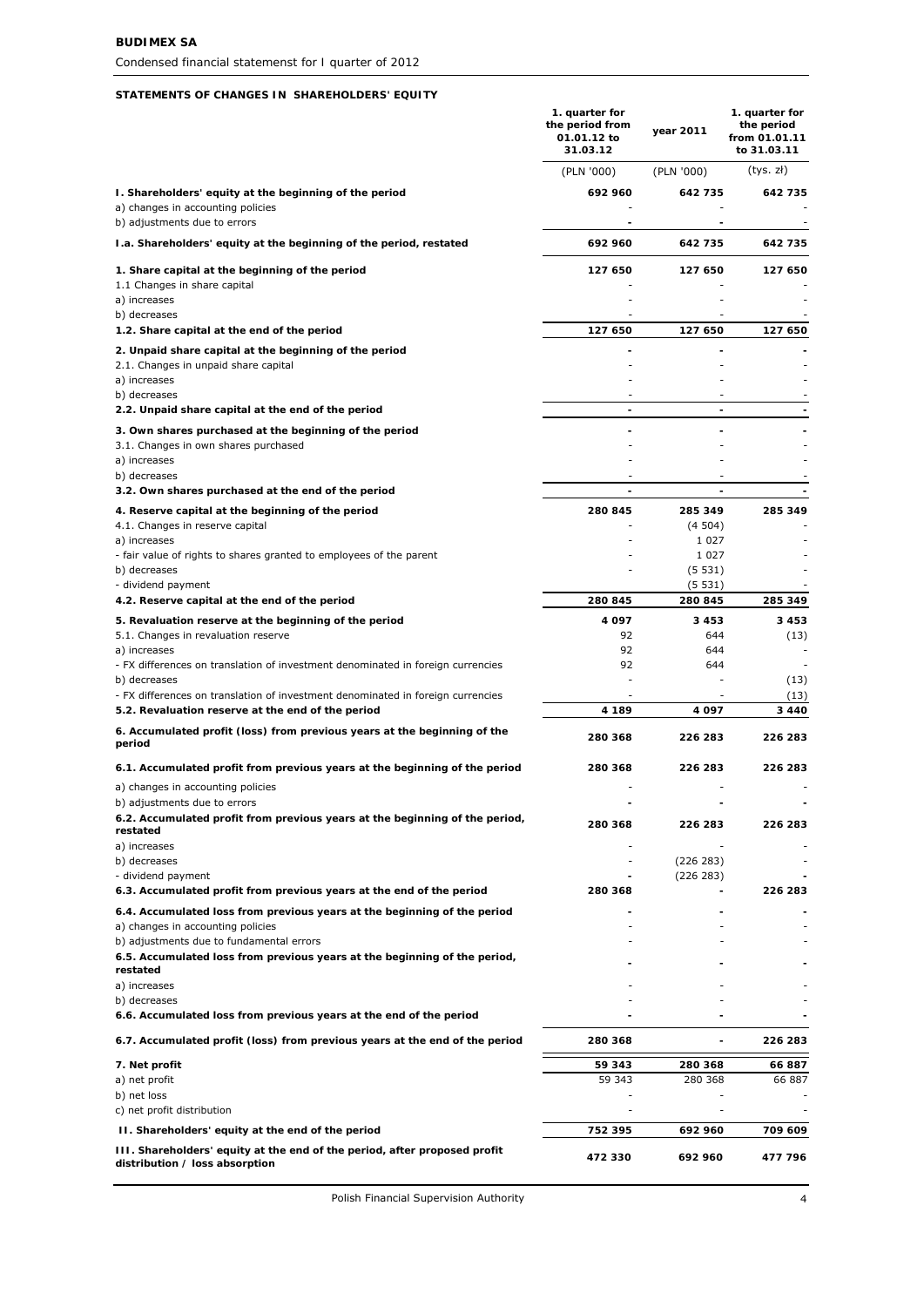**BUDIMEX SA**

*Condensed financial statemenst for I quarter of 2012*

**STATEMENTS OF CHANGES IN SHAREHOLDERS' EQUITY**

| | 1. quarter for the period from 01.01.12 to 31.03.12 | year 2011 | 1. quarter for the period from 01.01.11 to 31.03.11 |
|---|---|---|---|
| | (PLN '000) | (PLN '000) | (tys. zł) |
| **I. Shareholders' equity at the beginning of the period** | **692 960** | **642 735** | **642 735** |
| a) changes in accounting policies | - | - | - |
| b) adjustments due to errors | - | - | - |
| **I.a. Shareholders' equity at the beginning of the period, restated** | **692 960** | **642 735** | **642 735** |
| **1. Share capital at the beginning of the period** | **127 650** | **127 650** | **127 650** |
| 1.1 Changes in share capital | - | - | - |
| a) increases | - | - | - |
| b) decreases | - | - | - |
| **1.2. Share capital at the end of the period** | **127 650** | **127 650** | **127 650** |
| **2. Unpaid share capital at the beginning of the period** | - | - | - |
| 2.1. Changes in unpaid share capital | - | - | - |
| a) increases | - | - | - |
| b) decreases | - | - | - |
| **2.2. Unpaid share capital at the end of the period** | - | - | - |
| **3. Own shares purchased at the beginning of the period** | - | - | - |
| 3.1. Changes in own shares purchased | - | - | - |
| a) increases | - | - | - |
| b) decreases | - | - | - |
| **3.2. Own shares purchased at the end of the period** | - | - | - |
| **4. Reserve capital at the beginning of the period** | **280 845** | **285 349** | **285 349** |
| 4.1. Changes in reserve capital | - | (4 504) | - |
| a) increases | - | 1 027 | - |
| - fair value of rights to shares granted to employees of the parent | - | 1 027 | - |
| b) decreases | - | (5 531) | - |
| - dividend payment | - | (5 531) | - |
| **4.2. Reserve capital at the end of the period** | **280 845** | **280 845** | **285 349** |
| **5. Revaluation reserve at the beginning of the period** | **4 097** | **3 453** | **3 453** |
| 5.1. Changes in revaluation reserve | 92 | 644 | (13) |
| a) increases | 92 | 644 | - |
| - FX differences on translation of investment denominated in foreign currencies | 92 | 644 | - |
| b) decreases | - | - | (13) |
| - FX differences on translation of investment denominated in foreign currencies | - | - | (13) |
| **5.2. Revaluation reserve at the end of the period** | **4 189** | **4 097** | **3 440** |
| **6. Accumulated profit (loss) from previous years at the beginning of the period** | **280 368** | **226 283** | **226 283** |
| **6.1. Accumulated profit from previous years at the beginning of the period** | **280 368** | **226 283** | **226 283** |
| a) changes in accounting policies | - | - | - |
| b) adjustments due to errors | - | - | - |
| **6.2. Accumulated profit from previous years at the beginning of the period, restated** | **280 368** | **226 283** | **226 283** |
| a) increases | - | - | - |
| b) decreases | - | (226 283) | - |
| - dividend payment | - | (226 283) | - |
| **6.3. Accumulated profit from previous years at the end of the period** | **280 368** | - | **226 283** |
| **6.4. Accumulated loss from previous years at the beginning of the period** | - | - | - |
| a) changes in accounting policies | - | - | - |
| b) adjustments due to fundamental errors | - | - | - |
| **6.5. Accumulated loss from previous years at the beginning of the period, restated** | - | - | - |
| a) increases | - | - | - |
| b) decreases | - | - | - |
| **6.6. Accumulated loss from previous years at the end of the period** | - | - | - |
| **6.7. Accumulated profit (loss) from previous years at the end of the period** | **280 368** | - | **226 283** |
| **7. Net profit** | **59 343** | **280 368** | **66 887** |
| a) net profit | 59 343 | 280 368 | 66 887 |
| b) net loss | - | - | - |
| c) net profit distribution | - | - | - |
| **II. Shareholders' equity at the end of the period** | **752 395** | **692 960** | **709 609** |
| **III. Shareholders' equity at the end of the period, after proposed profit distribution / loss absorption** | **472 330** | **692 960** | **477 796** |

Polish Financial Supervision Authority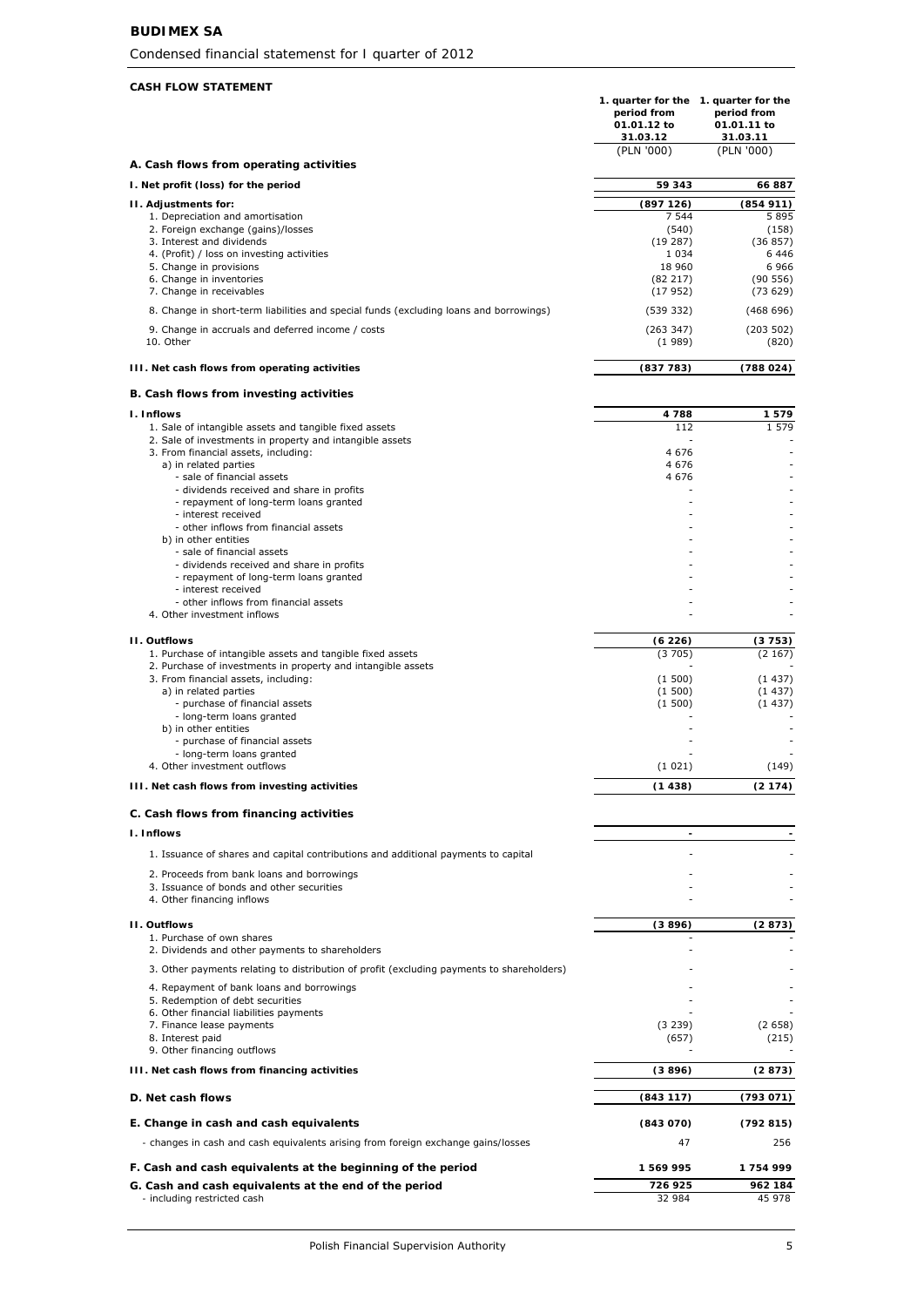# BUDIMEX SA

Condensed financial statemenst for I quarter of 2012

## CASH FLOW STATEMENT

| | 1. quarter for the period from 01.01.12 to 31.03.12 | 1. quarter for the period from 01.01.11 to 31.03.11 |
|---|---|---|
| | (PLN '000) | (PLN '000) |
| **A. Cash flows from operating activities** | | |
| **I. Net profit (loss) for the period** | **59 343** | **66 887** |
| **II. Adjustments for:** | **(897 126)** | **(854 911)** |
| 1. Depreciation and amortisation | 7 544 | 5 895 |
| 2. Foreign exchange (gains)/losses | (540) | (158) |
| 3. Interest and dividends | (19 287) | (36 857) |
| 4. (Profit) / loss on investing activities | 1 034 | 6 446 |
| 5. Change in provisions | 18 960 | 6 966 |
| 6. Change in inventories | (82 217) | (90 556) |
| 7. Change in receivables | (17 952) | (73 629) |
| 8. Change in short-term liabilities and special funds (excluding loans and borrowings) | (539 332) | (468 696) |
| 9. Change in accruals and deferred income / costs | (263 347) | (203 502) |
| 10. Other | (1 989) | (820) |
| **III. Net cash flows from operating activities** | **(837 783)** | **(788 024)** |
| **B. Cash flows from investing activities** | | |
| **I. Inflows** | **4 788** | **1 579** |
| 1. Sale of intangible assets and tangible fixed assets | 112 | 1 579 |
| 2. Sale of investments in property and intangible assets | - | - |
| 3. From financial assets, including: | 4 676 | - |
| a) in related parties | 4 676 | - |
| - sale of financial assets | 4 676 | - |
| - dividends received and share in profits | - | - |
| - repayment of long-term loans granted | - | - |
| - interest received | - | - |
| - other inflows from financial assets | - | - |
| b) in other entities | - | - |
| - sale of financial assets | - | - |
| - dividends received and share in profits | - | - |
| - repayment of long-term loans granted | - | - |
| - interest received | - | - |
| - other inflows from financial assets | - | - |
| 4. Other investment inflows | - | - |
| **II. Outflows** | **(6 226)** | **(3 753)** |
| 1. Purchase of intangible assets and tangible fixed assets | (3 705) | (2 167) |
| 2. Purchase of investments in property and intangible assets | - | - |
| 3. From financial assets, including: | (1 500) | (1 437) |
| a) in related parties | (1 500) | (1 437) |
| - purchase of financial assets | (1 500) | (1 437) |
| - long-term loans granted | - | - |
| b) in other entities | - | - |
| - purchase of financial assets | - | - |
| - long-term loans granted | - | - |
| 4. Other investment outflows | (1 021) | (149) |
| **III. Net cash flows from investing activities** | **(1 438)** | **(2 174)** |
| **C. Cash flows from financing activities** | | |
| **I. Inflows** | **-** | **-** |
| 1. Issuance of shares and capital contributions and additional payments to capital | - | - |
| 2. Proceeds from bank loans and borrowings | - | - |
| 3. Issuance of bonds and other securities | - | - |
| 4. Other financing inflows | - | - |
| **II. Outflows** | **(3 896)** | **(2 873)** |
| 1. Purchase of own shares | - | - |
| 2. Dividends and other payments to shareholders | - | - |
| 3. Other payments relating to distribution of profit (excluding payments to shareholders) | - | - |
| 4. Repayment of bank loans and borrowings | - | - |
| 5. Redemption of debt securities | - | - |
| 6. Other financial liabilities payments | - | - |
| 7. Finance lease payments | (3 239) | (2 658) |
| 8. Interest paid | (657) | (215) |
| 9. Other financing outflows | - | - |
| **III. Net cash flows from financing activities** | **(3 896)** | **(2 873)** |
| **D. Net cash flows** | **(843 117)** | **(793 071)** |
| **E. Change in cash and cash equivalents** | **(843 070)** | **(792 815)** |
| - changes in cash and cash equivalents arising from foreign exchange gains/losses | 47 | 256 |
| **F. Cash and cash equivalents at the beginning of the period** | **1 569 995** | **1 754 999** |
| **G. Cash and cash equivalents at the end of the period** | **726 925** | **962 184** |
| - including restricted cash | 32 984 | 45 978 |

Polish Financial Supervision Authority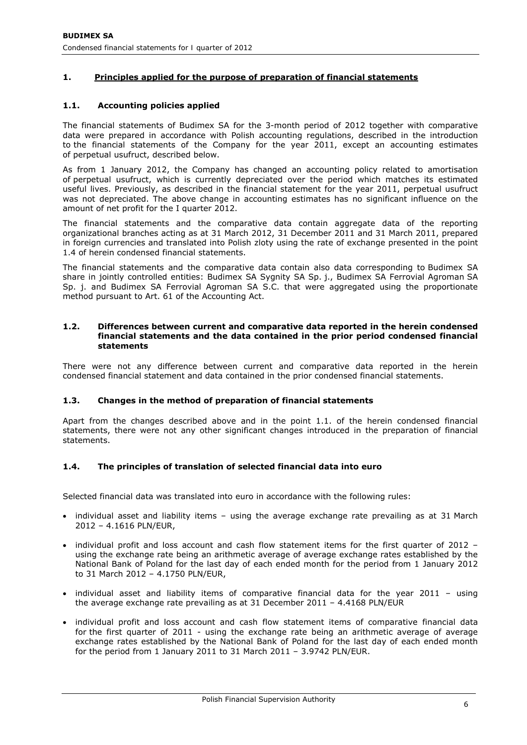## 1. Principles applied for the purpose of preparation of financial statements

### 1.1. Accounting policies applied

The financial statements of Budimex SA for the 3-month period of 2012 together with comparative data were prepared in accordance with Polish accounting regulations, described in the introduction to the financial statements of the Company for the year 2011, except an accounting estimates of perpetual usufruct, described below.

As from 1 January 2012, the Company has changed an accounting policy related to amortisation of perpetual usufruct, which is currently depreciated over the period which matches its estimated useful lives. Previously, as described in the financial statement for the year 2011, perpetual usufruct was not depreciated. The above change in accounting estimates has no significant influence on the amount of net profit for the I quarter 2012.

The financial statements and the comparative data contain aggregate data of the reporting organizational branches acting as at 31 March 2012, 31 December 2011 and 31 March 2011, prepared in foreign currencies and translated into Polish zloty using the rate of exchange presented in the point 1.4 of herein condensed financial statements.

The financial statements and the comparative data contain also data corresponding to Budimex SA share in jointly controlled entities: Budimex SA Sygnity SA Sp. j., Budimex SA Ferrovial Agroman SA Sp. j. and Budimex SA Ferrovial Agroman SA S.C. that were aggregated using the proportionate method pursuant to Art. 61 of the Accounting Act.

### 1.2. Differences between current and comparative data reported in the herein condensed financial statements and the data contained in the prior period condensed financial statements

There were not any difference between current and comparative data reported in the herein condensed financial statement and data contained in the prior condensed financial statements.

### 1.3. Changes in the method of preparation of financial statements

Apart from the changes described above and in the point 1.1. of the herein condensed financial statements, there were not any other significant changes introduced in the preparation of financial statements.

### 1.4. The principles of translation of selected financial data into euro

Selected financial data was translated into euro in accordance with the following rules:

- individual asset and liability items – using the average exchange rate prevailing as at 31 March 2012 – 4.1616 PLN/EUR,
- individual profit and loss account and cash flow statement items for the first quarter of 2012 – using the exchange rate being an arithmetic average of average exchange rates established by the National Bank of Poland for the last day of each ended month for the period from 1 January 2012 to 31 March 2012 – 4.1750 PLN/EUR,
- individual asset and liability items of comparative financial data for the year 2011 – using the average exchange rate prevailing as at 31 December 2011 – 4.4168 PLN/EUR
- individual profit and loss account and cash flow statement items of comparative financial data for the first quarter of 2011 - using the exchange rate being an arithmetic average of average exchange rates established by the National Bank of Poland for the last day of each ended month for the period from 1 January 2011 to 31 March 2011 – 3.9742 PLN/EUR.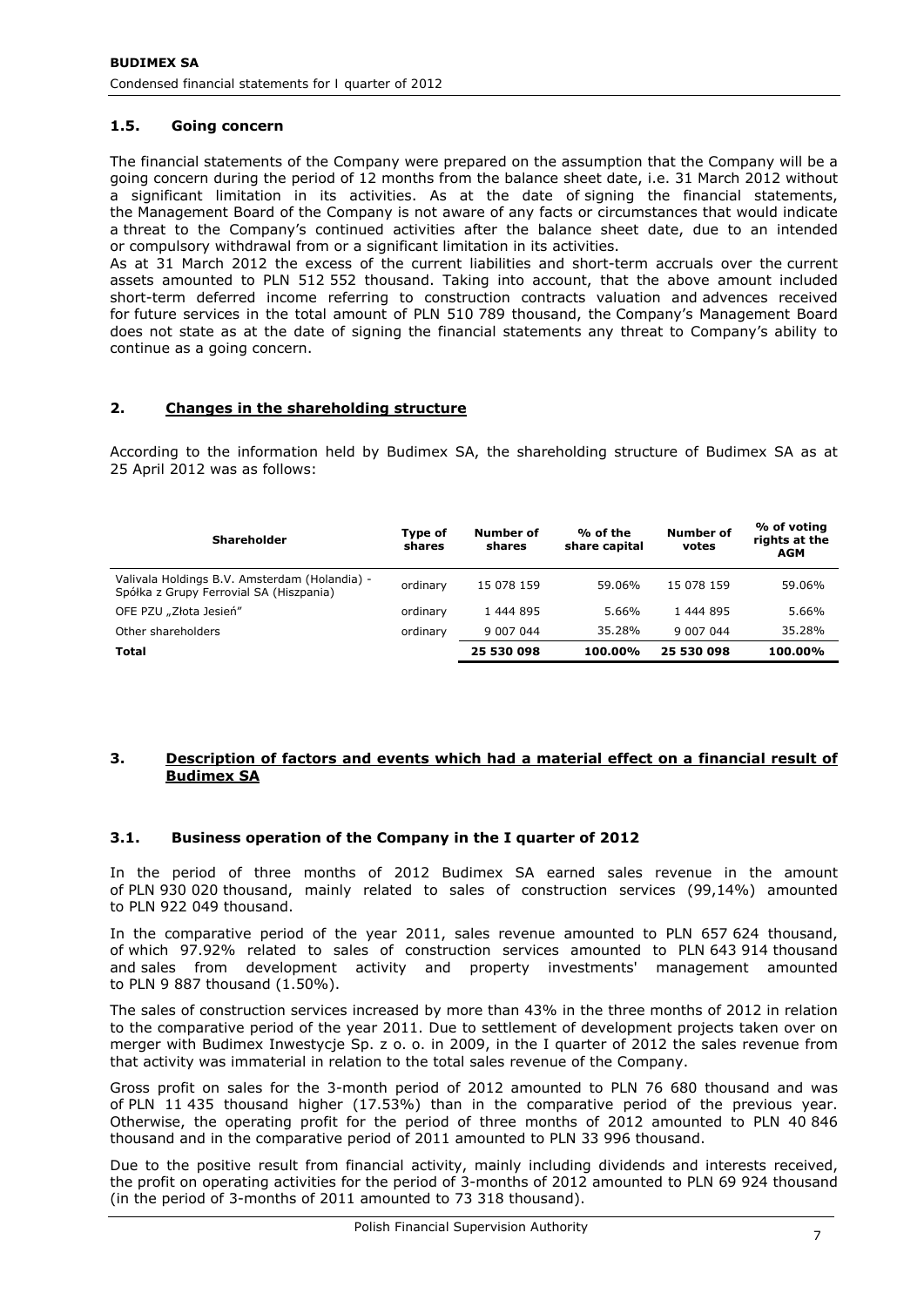### 1.5. Going concern

The financial statements of the Company were prepared on the assumption that the Company will be a going concern during the period of 12 months from the balance sheet date, i.e. 31 March 2012 without a significant limitation in its activities. As at the date of signing the financial statements, the Management Board of the Company is not aware of any facts or circumstances that would indicate a threat to the Company's continued activities after the balance sheet date, due to an intended or compulsory withdrawal from or a significant limitation in its activities.

As at 31 March 2012 the excess of the current liabilities and short-term accruals over the current assets amounted to PLN 512 552 thousand. Taking into account, that the above amount included short-term deferred income referring to construction contracts valuation and advences received for future services in the total amount of PLN 510 789 thousand, the Company's Management Board does not state as at the date of signing the financial statements any threat to Company's ability to continue as a going concern.

## 2. Changes in the shareholding structure

According to the information held by Budimex SA, the shareholding structure of Budimex SA as at 25 April 2012 was as follows:

| Shareholder | Type of shares | Number of shares | % of the share capital | Number of votes | % of voting rights at the AGM |
|---|---|---|---|---|---|
| Valivala Holdings B.V. Amsterdam (Holandia) - Spółka z Grupy Ferrovial SA (Hiszpania) | ordinary | 15 078 159 | 59.06% | 15 078 159 | 59.06% |
| OFE PZU „Złota Jesień" | ordinary | 1 444 895 | 5.66% | 1 444 895 | 5.66% |
| Other shareholders | ordinary | 9 007 044 | 35.28% | 9 007 044 | 35.28% |
| **Total** | | **25 530 098** | **100.00%** | **25 530 098** | **100.00%** |

## 3. Description of factors and events which had a material effect on a financial result of Budimex SA

### 3.1. Business operation of the Company in the I quarter of 2012

In the period of three months of 2012 Budimex SA earned sales revenue in the amount of PLN 930 020 thousand, mainly related to sales of construction services (99,14%) amounted to PLN 922 049 thousand.

In the comparative period of the year 2011, sales revenue amounted to PLN 657 624 thousand, of which 97.92% related to sales of construction services amounted to PLN 643 914 thousand and sales from development activity and property investments' management amounted to PLN 9 887 thousand (1.50%).

The sales of construction services increased by more than 43% in the three months of 2012 in relation to the comparative period of the year 2011. Due to settlement of development projects taken over on merger with Budimex Inwestycje Sp. z o. o. in 2009, in the I quarter of 2012 the sales revenue from that activity was immaterial in relation to the total sales revenue of the Company.

Gross profit on sales for the 3-month period of 2012 amounted to PLN 76 680 thousand and was of PLN 11 435 thousand higher (17.53%) than in the comparative period of the previous year. Otherwise, the operating profit for the period of three months of 2012 amounted to PLN 40 846 thousand and in the comparative period of 2011 amounted to PLN 33 996 thousand.

Due to the positive result from financial activity, mainly including dividends and interests received, the profit on operating activities for the period of 3-months of 2012 amounted to PLN 69 924 thousand (in the period of 3-months of 2011 amounted to 73 318 thousand).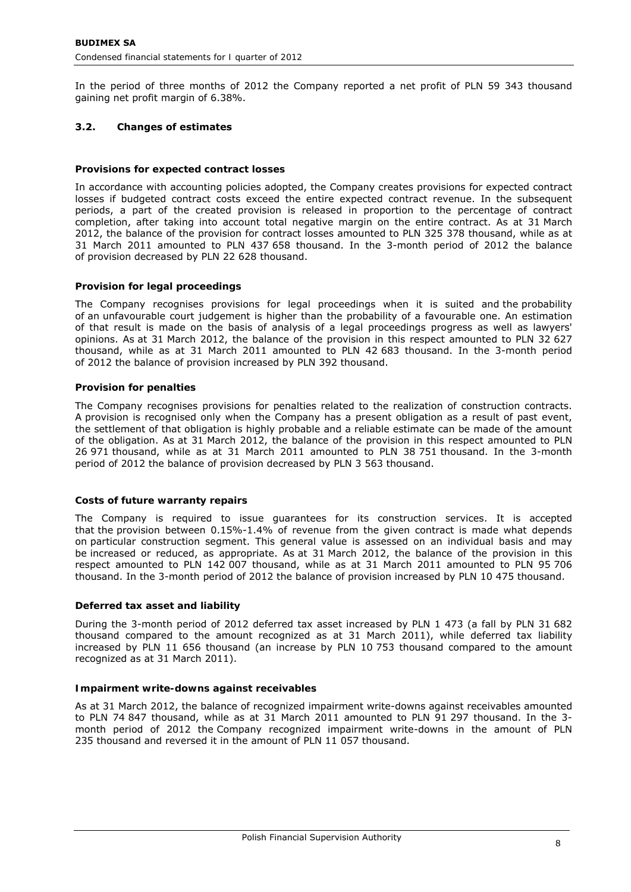In the period of three months of 2012 the Company reported a net profit of PLN 59 343 thousand gaining net profit margin of 6.38%.

## 3.2. Changes of estimates

### Provisions for expected contract losses

In accordance with accounting policies adopted, the Company creates provisions for expected contract losses if budgeted contract costs exceed the entire expected contract revenue. In the subsequent periods, a part of the created provision is released in proportion to the percentage of contract completion, after taking into account total negative margin on the entire contract. As at 31 March 2012, the balance of the provision for contract losses amounted to PLN 325 378 thousand, while as at 31 March 2011 amounted to PLN 437 658 thousand. In the 3-month period of 2012 the balance of provision decreased by PLN 22 628 thousand.

### Provision for legal proceedings

The Company recognises provisions for legal proceedings when it is suited and the probability of an unfavourable court judgement is higher than the probability of a favourable one. An estimation of that result is made on the basis of analysis of a legal proceedings progress as well as lawyers' opinions. As at 31 March 2012, the balance of the provision in this respect amounted to PLN 32 627 thousand, while as at 31 March 2011 amounted to PLN 42 683 thousand. In the 3-month period of 2012 the balance of provision increased by PLN 392 thousand.

### Provision for penalties

The Company recognises provisions for penalties related to the realization of construction contracts. A provision is recognised only when the Company has a present obligation as a result of past event, the settlement of that obligation is highly probable and a reliable estimate can be made of the amount of the obligation. As at 31 March 2012, the balance of the provision in this respect amounted to PLN 26 971 thousand, while as at 31 March 2011 amounted to PLN 38 751 thousand. In the 3-month period of 2012 the balance of provision decreased by PLN 3 563 thousand.

### Costs of future warranty repairs

The Company is required to issue guarantees for its construction services. It is accepted that the provision between 0.15%-1.4% of revenue from the given contract is made what depends on particular construction segment. This general value is assessed on an individual basis and may be increased or reduced, as appropriate. As at 31 March 2012, the balance of the provision in this respect amounted to PLN 142 007 thousand, while as at 31 March 2011 amounted to PLN 95 706 thousand. In the 3-month period of 2012 the balance of provision increased by PLN 10 475 thousand.

### Deferred tax asset and liability

During the 3-month period of 2012 deferred tax asset increased by PLN 1 473 (a fall by PLN 31 682 thousand compared to the amount recognized as at 31 March 2011), while deferred tax liability increased by PLN 11 656 thousand (an increase by PLN 10 753 thousand compared to the amount recognized as at 31 March 2011).

### Impairment write-downs against receivables

As at 31 March 2012, the balance of recognized impairment write-downs against receivables amounted to PLN 74 847 thousand, while as at 31 March 2011 amounted to PLN 91 297 thousand. In the 3-month period of 2012 the Company recognized impairment write-downs in the amount of PLN 235 thousand and reversed it in the amount of PLN 11 057 thousand.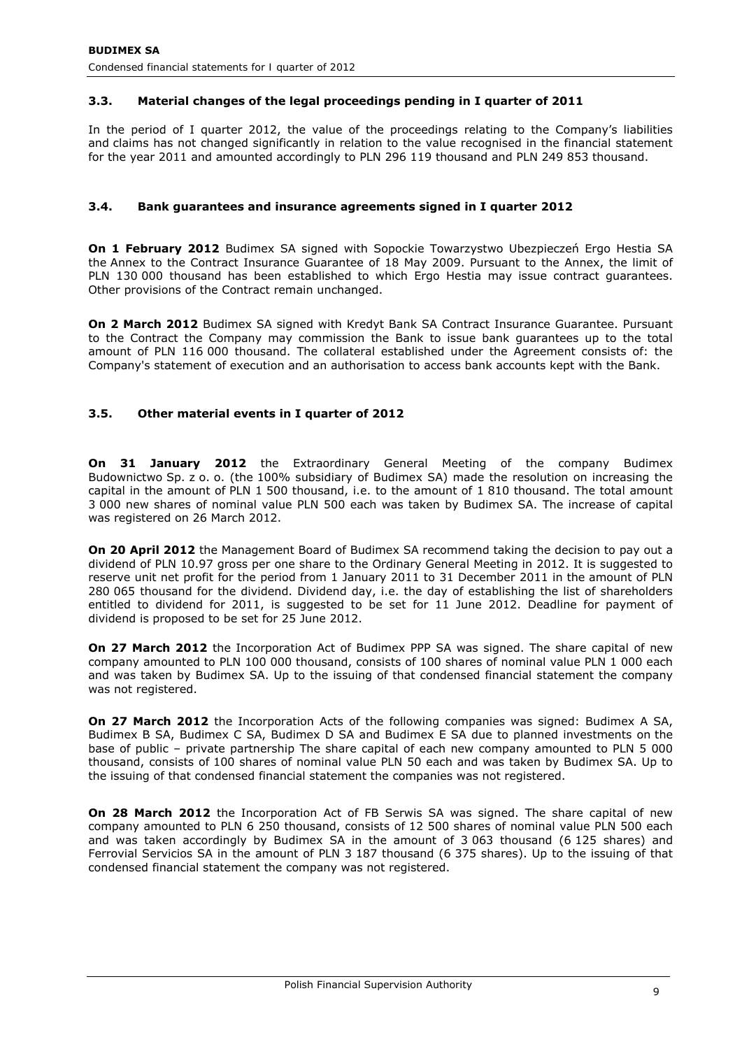### 3.3. Material changes of the legal proceedings pending in I quarter of 2011

In the period of I quarter 2012, the value of the proceedings relating to the Company's liabilities and claims has not changed significantly in relation to the value recognised in the financial statement for the year 2011 and amounted accordingly to PLN 296 119 thousand and PLN 249 853 thousand.

### 3.4. Bank guarantees and insurance agreements signed in I quarter 2012

**On 1 February 2012** Budimex SA signed with Sopockie Towarzystwo Ubezpieczeń Ergo Hestia SA the Annex to the Contract Insurance Guarantee of 18 May 2009. Pursuant to the Annex, the limit of PLN 130 000 thousand has been established to which Ergo Hestia may issue contract guarantees. Other provisions of the Contract remain unchanged.

**On 2 March 2012** Budimex SA signed with Kredyt Bank SA Contract Insurance Guarantee. Pursuant to the Contract the Company may commission the Bank to issue bank guarantees up to the total amount of PLN 116 000 thousand. The collateral established under the Agreement consists of: the Company's statement of execution and an authorisation to access bank accounts kept with the Bank.

### 3.5. Other material events in I quarter of 2012

**On 31 January 2012** the Extraordinary General Meeting of the company Budimex Budownictwo Sp. z o. o. (the 100% subsidiary of Budimex SA) made the resolution on increasing the capital in the amount of PLN 1 500 thousand, i.e. to the amount of 1 810 thousand. The total amount 3 000 new shares of nominal value PLN 500 each was taken by Budimex SA. The increase of capital was registered on 26 March 2012.

**On 20 April 2012** the Management Board of Budimex SA recommend taking the decision to pay out a dividend of PLN 10.97 gross per one share to the Ordinary General Meeting in 2012. It is suggested to reserve unit net profit for the period from 1 January 2011 to 31 December 2011 in the amount of PLN 280 065 thousand for the dividend. Dividend day, i.e. the day of establishing the list of shareholders entitled to dividend for 2011, is suggested to be set for 11 June 2012. Deadline for payment of dividend is proposed to be set for 25 June 2012.

**On 27 March 2012** the Incorporation Act of Budimex PPP SA was signed. The share capital of new company amounted to PLN 100 000 thousand, consists of 100 shares of nominal value PLN 1 000 each and was taken by Budimex SA. Up to the issuing of that condensed financial statement the company was not registered.

**On 27 March 2012** the Incorporation Acts of the following companies was signed: Budimex A SA, Budimex B SA, Budimex C SA, Budimex D SA and Budimex E SA due to planned investments on the base of public – private partnership The share capital of each new company amounted to PLN 5 000 thousand, consists of 100 shares of nominal value PLN 50 each and was taken by Budimex SA. Up to the issuing of that condensed financial statement the companies was not registered.

**On 28 March 2012** the Incorporation Act of FB Serwis SA was signed. The share capital of new company amounted to PLN 6 250 thousand, consists of 12 500 shares of nominal value PLN 500 each and was taken accordingly by Budimex SA in the amount of 3 063 thousand (6 125 shares) and Ferrovial Servicios SA in the amount of PLN 3 187 thousand (6 375 shares). Up to the issuing of that condensed financial statement the company was not registered.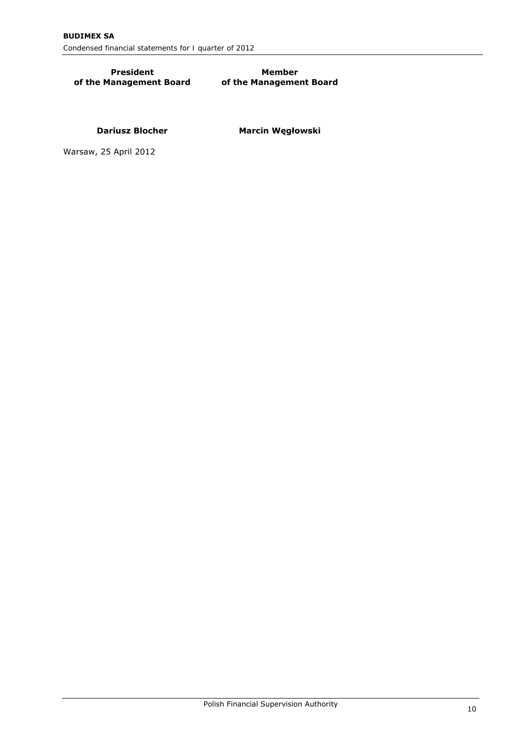| President of the Management Board | Member of the Management Board |
| --- | --- |
| **Dariusz Blocher** | **Marcin Węgłowski** |

Warsaw, 25 April 2012